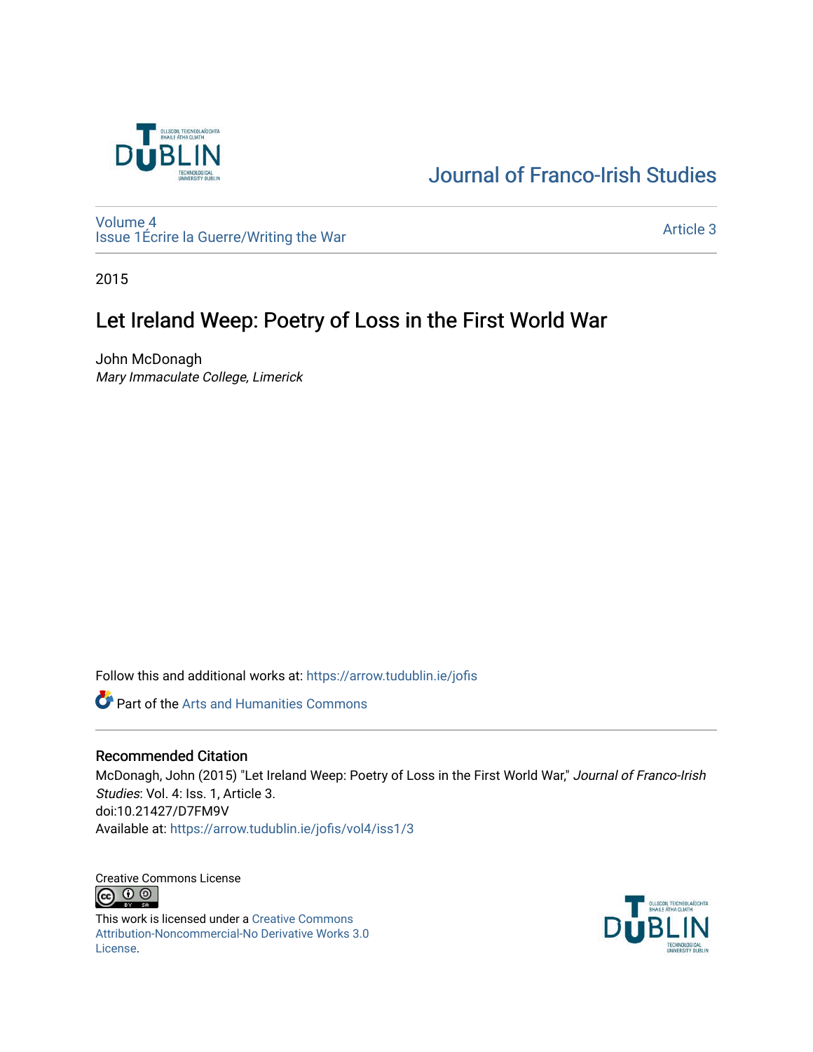Journal of Franco-Irish Studies

Volume 4
Issue 1Écrire la Guerre/Writing the War

Article 3

2015

# Let Ireland Weep: Poetry of Loss in the First World War

John McDonagh
*Mary Immaculate College, Limerick*

Follow this and additional works at: https://arrow.tudublin.ie/jofis

Part of the Arts and Humanities Commons

## Recommended Citation

McDonagh, John (2015) "Let Ireland Weep: Poetry of Loss in the First World War," *Journal of Franco-Irish Studies*: Vol. 4: Iss. 1, Article 3.
doi:10.21427/D7FM9V
Available at: https://arrow.tudublin.ie/jofis/vol4/iss1/3

Creative Commons License

This work is licensed under a Creative Commons Attribution-Noncommercial-No Derivative Works 3.0 License.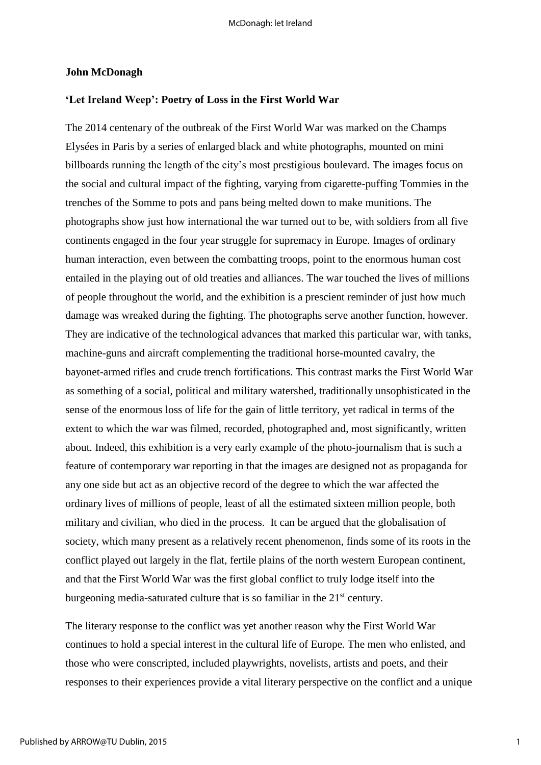**John McDonagh**

**'Let Ireland Weep': Poetry of Loss in the First World War**

The 2014 centenary of the outbreak of the First World War was marked on the Champs Elysées in Paris by a series of enlarged black and white photographs, mounted on mini billboards running the length of the city's most prestigious boulevard. The images focus on the social and cultural impact of the fighting, varying from cigarette-puffing Tommies in the trenches of the Somme to pots and pans being melted down to make munitions. The photographs show just how international the war turned out to be, with soldiers from all five continents engaged in the four year struggle for supremacy in Europe. Images of ordinary human interaction, even between the combatting troops, point to the enormous human cost entailed in the playing out of old treaties and alliances. The war touched the lives of millions of people throughout the world, and the exhibition is a prescient reminder of just how much damage was wreaked during the fighting. The photographs serve another function, however. They are indicative of the technological advances that marked this particular war, with tanks, machine-guns and aircraft complementing the traditional horse-mounted cavalry, the bayonet-armed rifles and crude trench fortifications. This contrast marks the First World War as something of a social, political and military watershed, traditionally unsophisticated in the sense of the enormous loss of life for the gain of little territory, yet radical in terms of the extent to which the war was filmed, recorded, photographed and, most significantly, written about. Indeed, this exhibition is a very early example of the photo-journalism that is such a feature of contemporary war reporting in that the images are designed not as propaganda for any one side but act as an objective record of the degree to which the war affected the ordinary lives of millions of people, least of all the estimated sixteen million people, both military and civilian, who died in the process. It can be argued that the globalisation of society, which many present as a relatively recent phenomenon, finds some of its roots in the conflict played out largely in the flat, fertile plains of the north western European continent, and that the First World War was the first global conflict to truly lodge itself into the burgeoning media-saturated culture that is so familiar in the 21st century.

The literary response to the conflict was yet another reason why the First World War continues to hold a special interest in the cultural life of Europe. The men who enlisted, and those who were conscripted, included playwrights, novelists, artists and poets, and their responses to their experiences provide a vital literary perspective on the conflict and a unique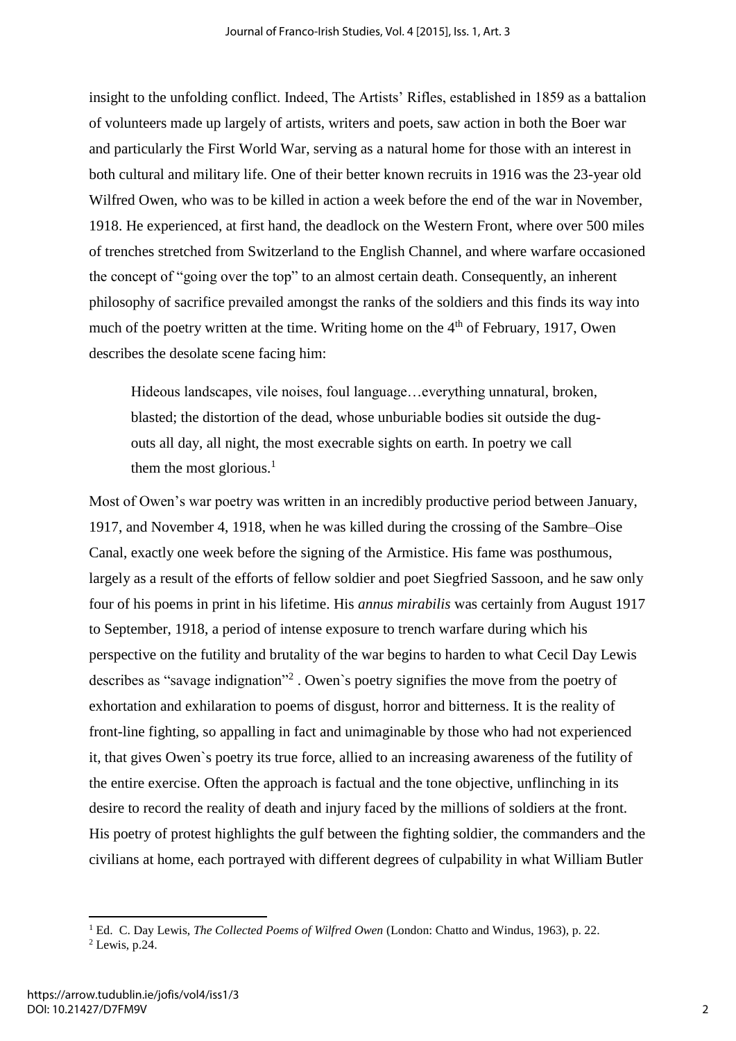insight to the unfolding conflict. Indeed, The Artists' Rifles, established in 1859 as a battalion of volunteers made up largely of artists, writers and poets, saw action in both the Boer war and particularly the First World War, serving as a natural home for those with an interest in both cultural and military life. One of their better known recruits in 1916 was the 23-year old Wilfred Owen, who was to be killed in action a week before the end of the war in November, 1918. He experienced, at first hand, the deadlock on the Western Front, where over 500 miles of trenches stretched from Switzerland to the English Channel, and where warfare occasioned the concept of "going over the top" to an almost certain death. Consequently, an inherent philosophy of sacrifice prevailed amongst the ranks of the soldiers and this finds its way into much of the poetry written at the time. Writing home on the 4th of February, 1917, Owen describes the desolate scene facing him:

> Hideous landscapes, vile noises, foul language…everything unnatural, broken, blasted; the distortion of the dead, whose unburiable bodies sit outside the dug-outs all day, all night, the most execrable sights on earth. In poetry we call them the most glorious.[1]

Most of Owen's war poetry was written in an incredibly productive period between January, 1917, and November 4, 1918, when he was killed during the crossing of the Sambre–Oise Canal, exactly one week before the signing of the Armistice. His fame was posthumous, largely as a result of the efforts of fellow soldier and poet Siegfried Sassoon, and he saw only four of his poems in print in his lifetime. His *annus mirabilis* was certainly from August 1917 to September, 1918, a period of intense exposure to trench warfare during which his perspective on the futility and brutality of the war begins to harden to what Cecil Day Lewis describes as "savage indignation"[2] . Owen`s poetry signifies the move from the poetry of exhortation and exhilaration to poems of disgust, horror and bitterness. It is the reality of front-line fighting, so appalling in fact and unimaginable by those who had not experienced it, that gives Owen`s poetry its true force, allied to an increasing awareness of the futility of the entire exercise. Often the approach is factual and the tone objective, unflinching in its desire to record the reality of death and injury faced by the millions of soldiers at the front. His poetry of protest highlights the gulf between the fighting soldier, the commanders and the civilians at home, each portrayed with different degrees of culpability in what William Butler

---

[1] Ed. C. Day Lewis, *The Collected Poems of Wilfred Owen* (London: Chatto and Windus, 1963), p. 22.

[2] Lewis, p.24.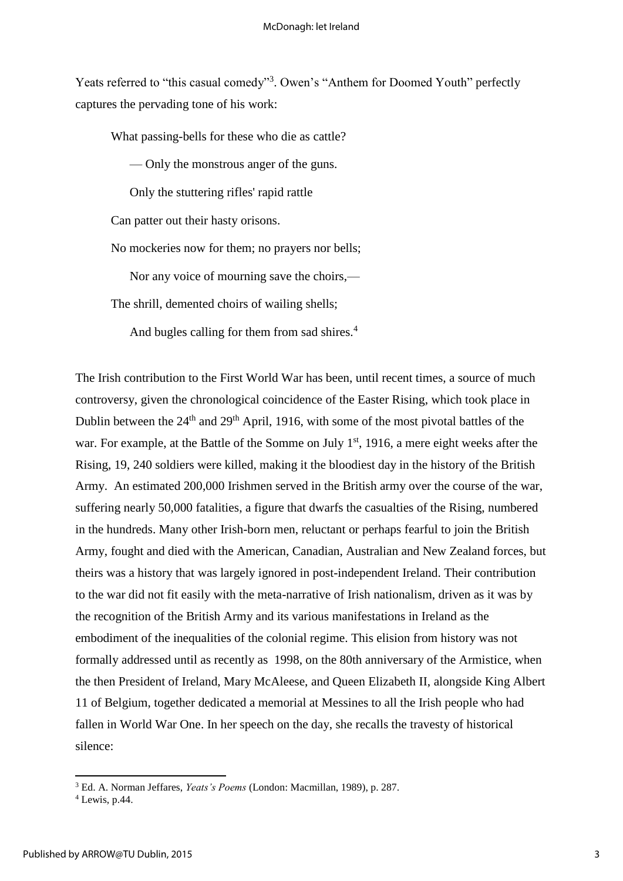Yeats referred to "this casual comedy"[3]. Owen's "Anthem for Doomed Youth" perfectly captures the pervading tone of his work:

> What passing-bells for these who die as cattle?
>
> — Only the monstrous anger of the guns.
>
> Only the stuttering rifles' rapid rattle
>
> Can patter out their hasty orisons.
>
> No mockeries now for them; no prayers nor bells;
>
> Nor any voice of mourning save the choirs,—
>
> The shrill, demented choirs of wailing shells;
>
> And bugles calling for them from sad shires.[4]

The Irish contribution to the First World War has been, until recent times, a source of much controversy, given the chronological coincidence of the Easter Rising, which took place in Dublin between the 24th and 29th April, 1916, with some of the most pivotal battles of the war. For example, at the Battle of the Somme on July 1st, 1916, a mere eight weeks after the Rising, 19, 240 soldiers were killed, making it the bloodiest day in the history of the British Army. An estimated 200,000 Irishmen served in the British army over the course of the war, suffering nearly 50,000 fatalities, a figure that dwarfs the casualties of the Rising, numbered in the hundreds. Many other Irish-born men, reluctant or perhaps fearful to join the British Army, fought and died with the American, Canadian, Australian and New Zealand forces, but theirs was a history that was largely ignored in post-independent Ireland. Their contribution to the war did not fit easily with the meta-narrative of Irish nationalism, driven as it was by the recognition of the British Army and its various manifestations in Ireland as the embodiment of the inequalities of the colonial regime. This elision from history was not formally addressed until as recently as 1998, on the 80th anniversary of the Armistice, when the then President of Ireland, Mary McAleese, and Queen Elizabeth II, alongside King Albert 11 of Belgium, together dedicated a memorial at Messines to all the Irish people who had fallen in World War One. In her speech on the day, she recalls the travesty of historical silence:

---

[3] Ed. A. Norman Jeffares, *Yeats's Poems* (London: Macmillan, 1989), p. 287.

[4] Lewis, p.44.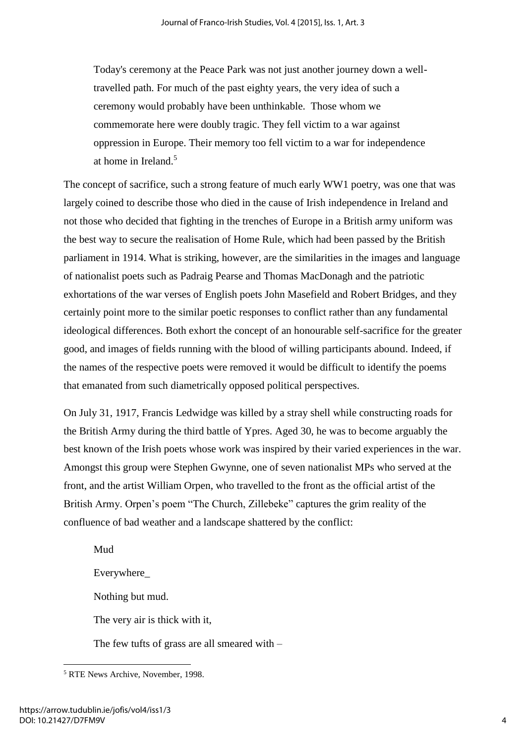> Today's ceremony at the Peace Park was not just another journey down a well-travelled path. For much of the past eighty years, the very idea of such a ceremony would probably have been unthinkable. Those whom we commemorate here were doubly tragic. They fell victim to a war against oppression in Europe. Their memory too fell victim to a war for independence at home in Ireland.[5]

The concept of sacrifice, such a strong feature of much early WW1 poetry, was one that was largely coined to describe those who died in the cause of Irish independence in Ireland and not those who decided that fighting in the trenches of Europe in a British army uniform was the best way to secure the realisation of Home Rule, which had been passed by the British parliament in 1914. What is striking, however, are the similarities in the images and language of nationalist poets such as Padraig Pearse and Thomas MacDonagh and the patriotic exhortations of the war verses of English poets John Masefield and Robert Bridges, and they certainly point more to the similar poetic responses to conflict rather than any fundamental ideological differences. Both exhort the concept of an honourable self-sacrifice for the greater good, and images of fields running with the blood of willing participants abound. Indeed, if the names of the respective poets were removed it would be difficult to identify the poems that emanated from such diametrically opposed political perspectives.

On July 31, 1917, Francis Ledwidge was killed by a stray shell while constructing roads for the British Army during the third battle of Ypres. Aged 30, he was to become arguably the best known of the Irish poets whose work was inspired by their varied experiences in the war. Amongst this group were Stephen Gwynne, one of seven nationalist MPs who served at the front, and the artist William Orpen, who travelled to the front as the official artist of the British Army. Orpen's poem "The Church, Zillebeke" captures the grim reality of the confluence of bad weather and a landscape shattered by the conflict:

> Mud
>
> Everywhere_
>
> Nothing but mud.
>
> The very air is thick with it,
>
> The few tufts of grass are all smeared with –

[5] RTE News Archive, November, 1998.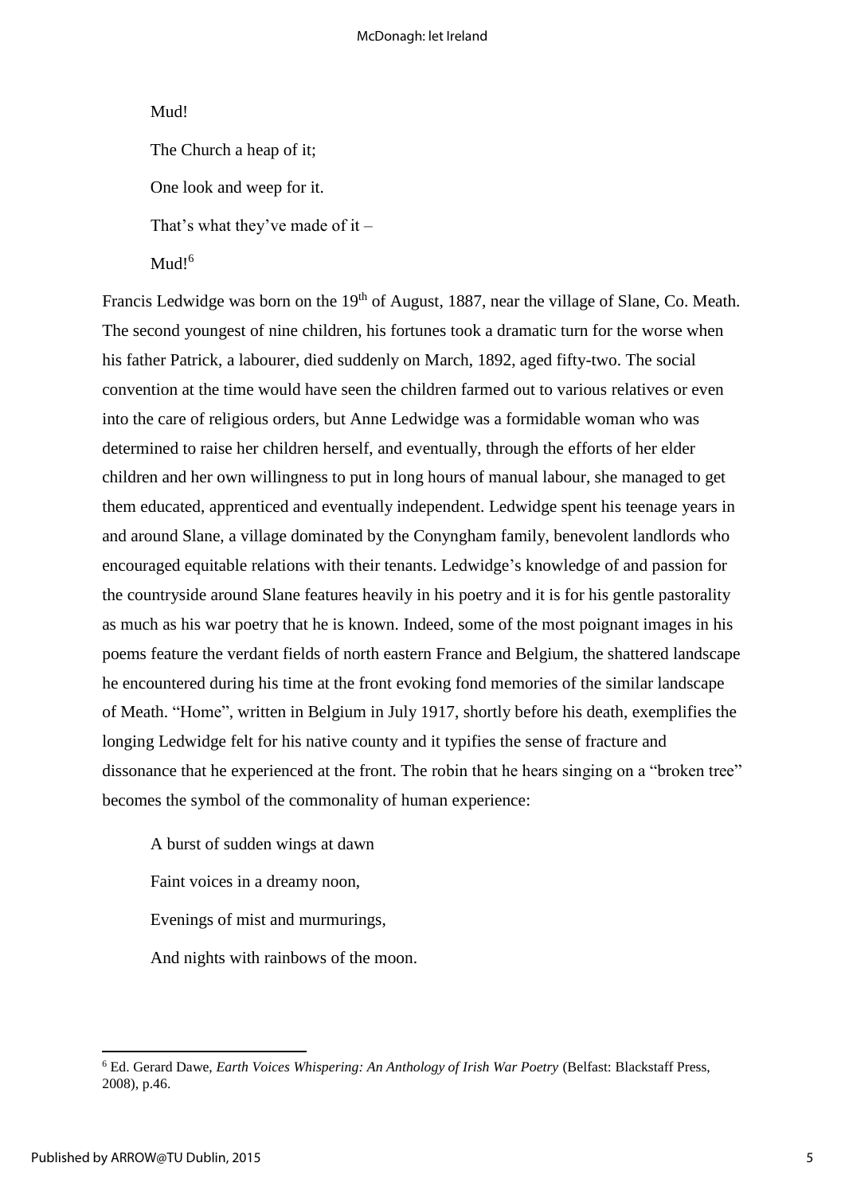Mud!

The Church a heap of it;

One look and weep for it.

That's what they've made of it –

Mud![6]

Francis Ledwidge was born on the 19th of August, 1887, near the village of Slane, Co. Meath. The second youngest of nine children, his fortunes took a dramatic turn for the worse when his father Patrick, a labourer, died suddenly on March, 1892, aged fifty-two. The social convention at the time would have seen the children farmed out to various relatives or even into the care of religious orders, but Anne Ledwidge was a formidable woman who was determined to raise her children herself, and eventually, through the efforts of her elder children and her own willingness to put in long hours of manual labour, she managed to get them educated, apprenticed and eventually independent. Ledwidge spent his teenage years in and around Slane, a village dominated by the Conyngham family, benevolent landlords who encouraged equitable relations with their tenants. Ledwidge's knowledge of and passion for the countryside around Slane features heavily in his poetry and it is for his gentle pastorality as much as his war poetry that he is known. Indeed, some of the most poignant images in his poems feature the verdant fields of north eastern France and Belgium, the shattered landscape he encountered during his time at the front evoking fond memories of the similar landscape of Meath. "Home", written in Belgium in July 1917, shortly before his death, exemplifies the longing Ledwidge felt for his native county and it typifies the sense of fracture and dissonance that he experienced at the front. The robin that he hears singing on a "broken tree" becomes the symbol of the commonality of human experience:

A burst of sudden wings at dawn

Faint voices in a dreamy noon,

Evenings of mist and murmurings,

And nights with rainbows of the moon.

---

[6] Ed. Gerard Dawe, *Earth Voices Whispering: An Anthology of Irish War Poetry* (Belfast: Blackstaff Press, 2008), p.46.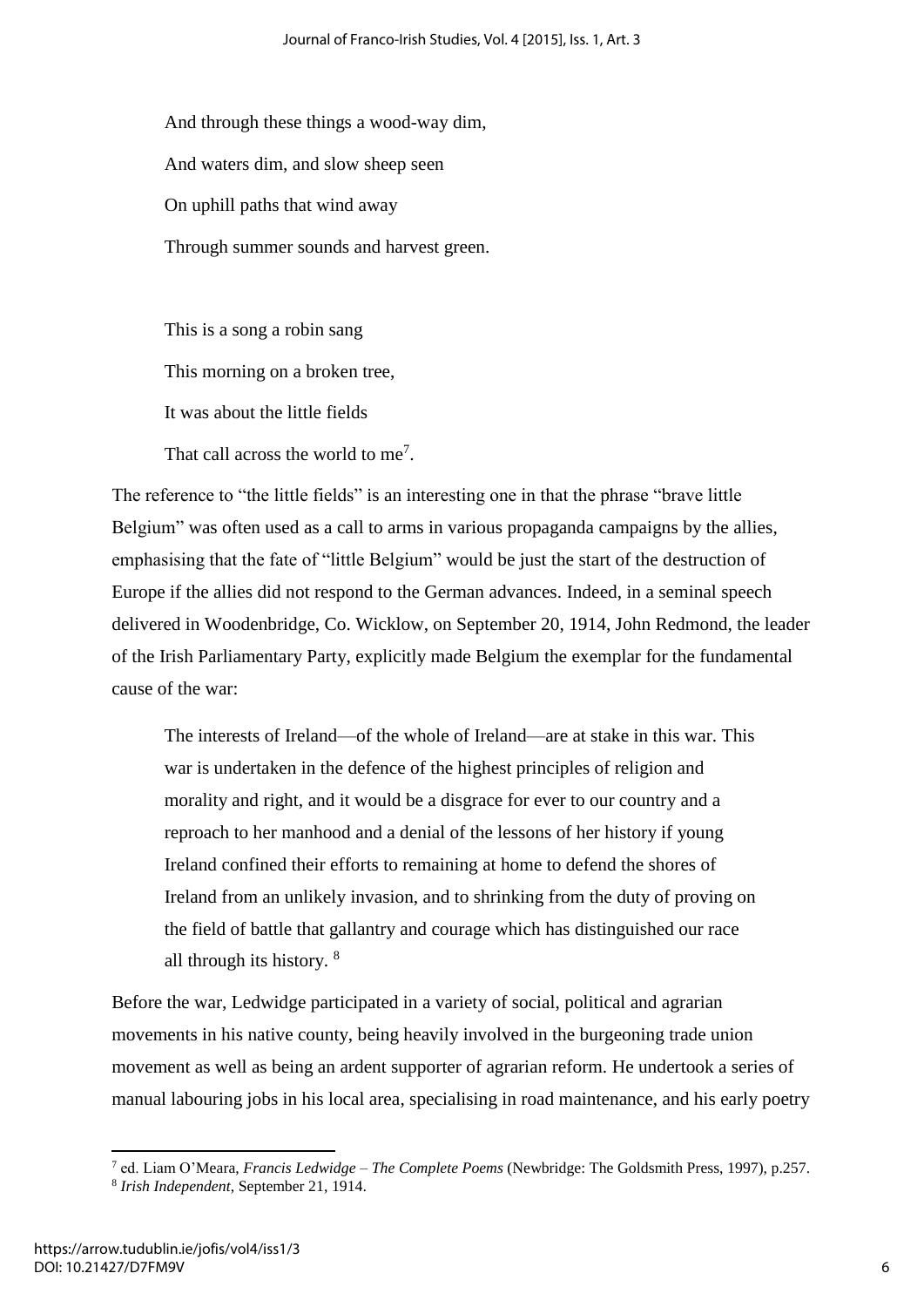And through these things a wood-way dim,

And waters dim, and slow sheep seen

On uphill paths that wind away

Through summer sounds and harvest green.

This is a song a robin sang

This morning on a broken tree,

It was about the little fields

That call across the world to me[7].

The reference to "the little fields" is an interesting one in that the phrase "brave little Belgium" was often used as a call to arms in various propaganda campaigns by the allies, emphasising that the fate of "little Belgium" would be just the start of the destruction of Europe if the allies did not respond to the German advances. Indeed, in a seminal speech delivered in Woodenbridge, Co. Wicklow, on September 20, 1914, John Redmond, the leader of the Irish Parliamentary Party, explicitly made Belgium the exemplar for the fundamental cause of the war:

> The interests of Ireland—of the whole of Ireland—are at stake in this war. This war is undertaken in the defence of the highest principles of religion and morality and right, and it would be a disgrace for ever to our country and a reproach to her manhood and a denial of the lessons of her history if young Ireland confined their efforts to remaining at home to defend the shores of Ireland from an unlikely invasion, and to shrinking from the duty of proving on the field of battle that gallantry and courage which has distinguished our race all through its history. [8]

Before the war, Ledwidge participated in a variety of social, political and agrarian movements in his native county, being heavily involved in the burgeoning trade union movement as well as being an ardent supporter of agrarian reform. He undertook a series of manual labouring jobs in his local area, specialising in road maintenance, and his early poetry

[7] ed. Liam O'Meara, *Francis Ledwidge – The Complete Poems* (Newbridge: The Goldsmith Press, 1997), p.257.

[8] *Irish Independent*, September 21, 1914.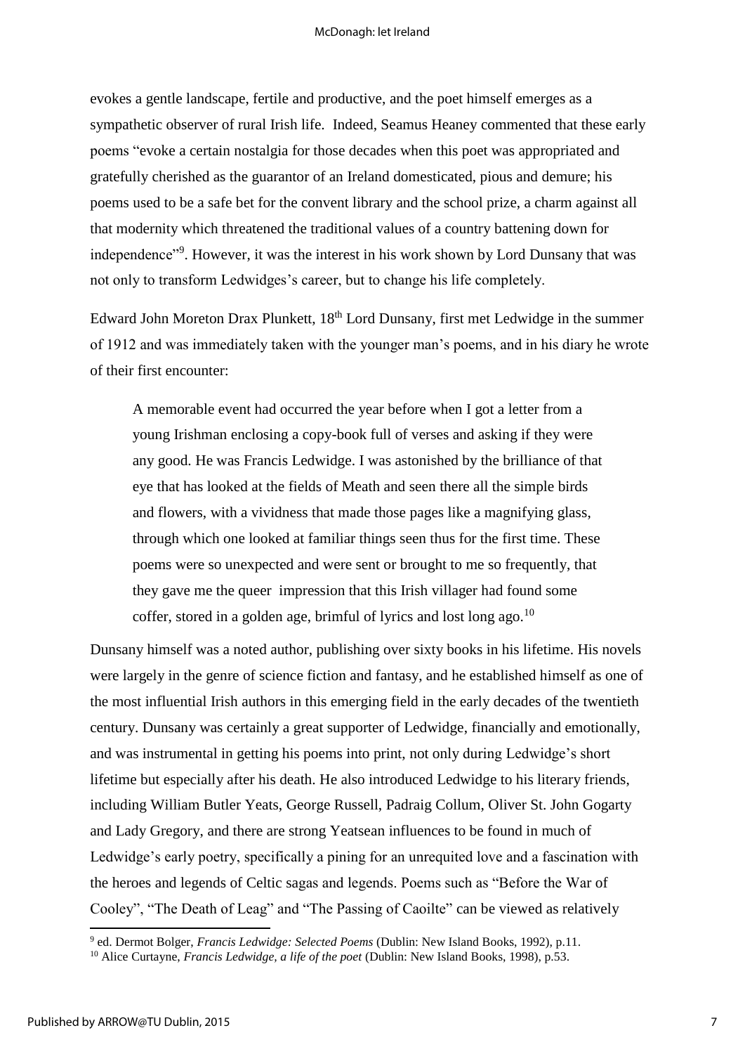evokes a gentle landscape, fertile and productive, and the poet himself emerges as a sympathetic observer of rural Irish life. Indeed, Seamus Heaney commented that these early poems "evoke a certain nostalgia for those decades when this poet was appropriated and gratefully cherished as the guarantor of an Ireland domesticated, pious and demure; his poems used to be a safe bet for the convent library and the school prize, a charm against all that modernity which threatened the traditional values of a country battening down for independence"[9]. However, it was the interest in his work shown by Lord Dunsany that was not only to transform Ledwidges's career, but to change his life completely.

Edward John Moreton Drax Plunkett, 18th Lord Dunsany, first met Ledwidge in the summer of 1912 and was immediately taken with the younger man's poems, and in his diary he wrote of their first encounter:

> A memorable event had occurred the year before when I got a letter from a young Irishman enclosing a copy-book full of verses and asking if they were any good. He was Francis Ledwidge. I was astonished by the brilliance of that eye that has looked at the fields of Meath and seen there all the simple birds and flowers, with a vividness that made those pages like a magnifying glass, through which one looked at familiar things seen thus for the first time. These poems were so unexpected and were sent or brought to me so frequently, that they gave me the queer impression that this Irish villager had found some coffer, stored in a golden age, brimful of lyrics and lost long ago.[10]

Dunsany himself was a noted author, publishing over sixty books in his lifetime. His novels were largely in the genre of science fiction and fantasy, and he established himself as one of the most influential Irish authors in this emerging field in the early decades of the twentieth century. Dunsany was certainly a great supporter of Ledwidge, financially and emotionally, and was instrumental in getting his poems into print, not only during Ledwidge's short lifetime but especially after his death. He also introduced Ledwidge to his literary friends, including William Butler Yeats, George Russell, Padraig Collum, Oliver St. John Gogarty and Lady Gregory, and there are strong Yeatsean influences to be found in much of Ledwidge's early poetry, specifically a pining for an unrequited love and a fascination with the heroes and legends of Celtic sagas and legends. Poems such as "Before the War of Cooley", "The Death of Leag" and "The Passing of Caoilte" can be viewed as relatively

---

[9] ed. Dermot Bolger, *Francis Ledwidge: Selected Poems* (Dublin: New Island Books, 1992), p.11.

[10] Alice Curtayne, *Francis Ledwidge, a life of the poet* (Dublin: New Island Books, 1998), p.53.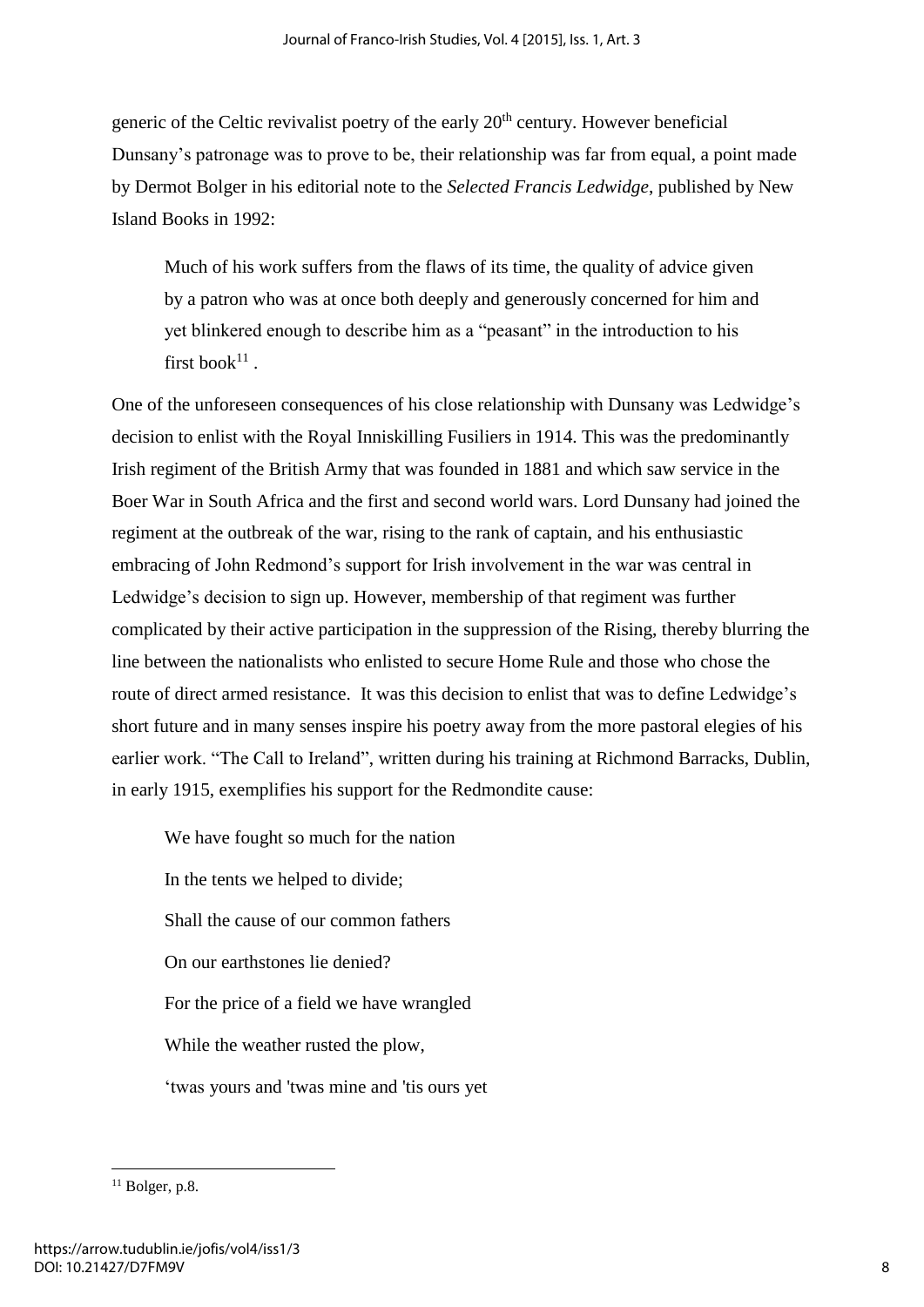generic of the Celtic revivalist poetry of the early 20th century. However beneficial Dunsany's patronage was to prove to be, their relationship was far from equal, a point made by Dermot Bolger in his editorial note to the *Selected Francis Ledwidge*, published by New Island Books in 1992:

> Much of his work suffers from the flaws of its time, the quality of advice given by a patron who was at once both deeply and generously concerned for him and yet blinkered enough to describe him as a "peasant" in the introduction to his first book[11] .

One of the unforeseen consequences of his close relationship with Dunsany was Ledwidge's decision to enlist with the Royal Inniskilling Fusiliers in 1914. This was the predominantly Irish regiment of the British Army that was founded in 1881 and which saw service in the Boer War in South Africa and the first and second world wars. Lord Dunsany had joined the regiment at the outbreak of the war, rising to the rank of captain, and his enthusiastic embracing of John Redmond's support for Irish involvement in the war was central in Ledwidge's decision to sign up. However, membership of that regiment was further complicated by their active participation in the suppression of the Rising, thereby blurring the line between the nationalists who enlisted to secure Home Rule and those who chose the route of direct armed resistance. It was this decision to enlist that was to define Ledwidge's short future and in many senses inspire his poetry away from the more pastoral elegies of his earlier work. "The Call to Ireland", written during his training at Richmond Barracks, Dublin, in early 1915, exemplifies his support for the Redmondite cause:

> We have fought so much for the nation
>
> In the tents we helped to divide;
>
> Shall the cause of our common fathers
>
> On our earthstones lie denied?
>
> For the price of a field we have wrangled
>
> While the weather rusted the plow,
>
> 'twas yours and 'twas mine and 'tis ours yet

[11] Bolger, p.8.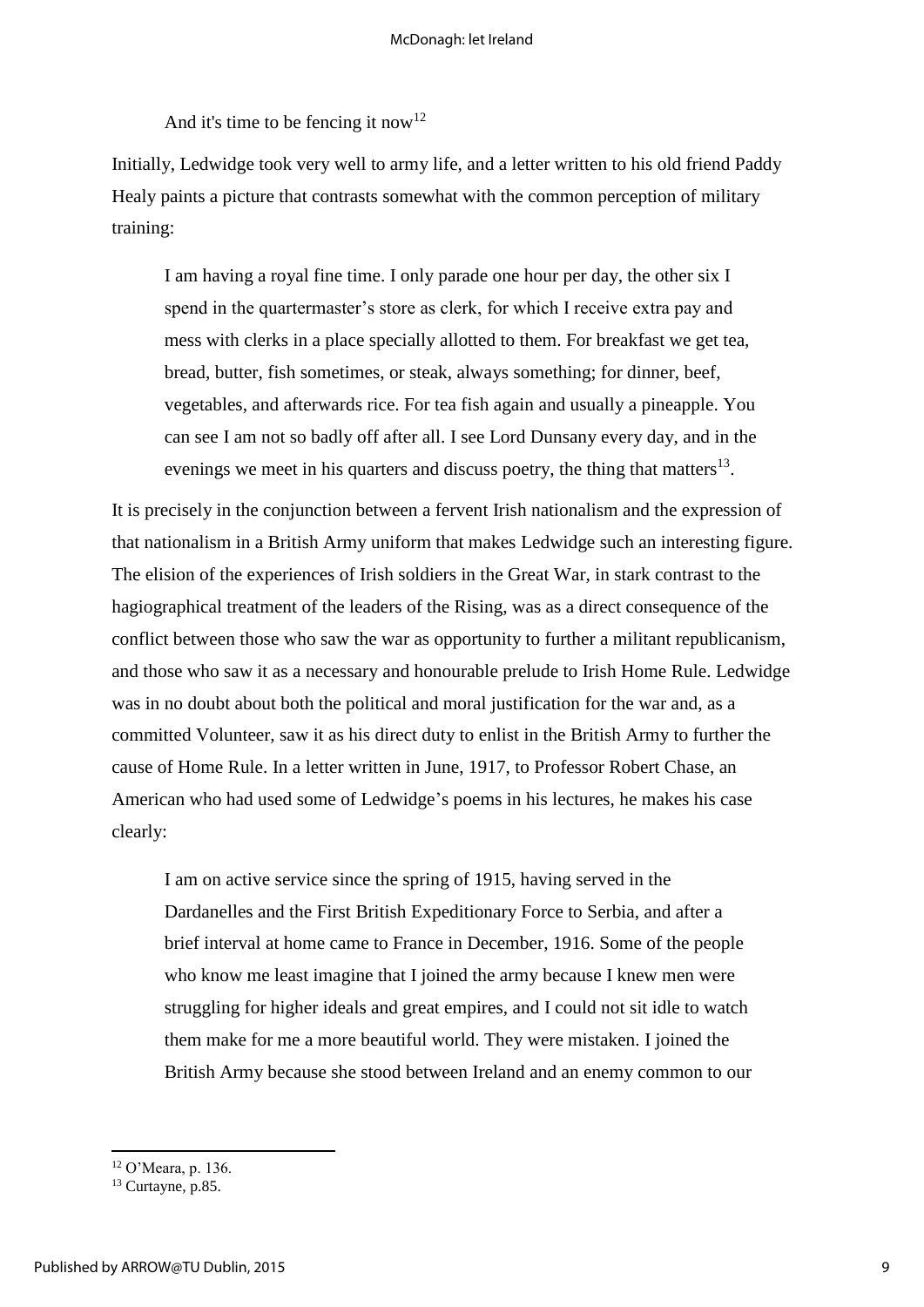And it's time to be fencing it now[12]

Initially, Ledwidge took very well to army life, and a letter written to his old friend Paddy Healy paints a picture that contrasts somewhat with the common perception of military training:

> I am having a royal fine time. I only parade one hour per day, the other six I spend in the quartermaster's store as clerk, for which I receive extra pay and mess with clerks in a place specially allotted to them. For breakfast we get tea, bread, butter, fish sometimes, or steak, always something; for dinner, beef, vegetables, and afterwards rice. For tea fish again and usually a pineapple. You can see I am not so badly off after all. I see Lord Dunsany every day, and in the evenings we meet in his quarters and discuss poetry, the thing that matters[13].

It is precisely in the conjunction between a fervent Irish nationalism and the expression of that nationalism in a British Army uniform that makes Ledwidge such an interesting figure. The elision of the experiences of Irish soldiers in the Great War, in stark contrast to the hagiographical treatment of the leaders of the Rising, was as a direct consequence of the conflict between those who saw the war as opportunity to further a militant republicanism, and those who saw it as a necessary and honourable prelude to Irish Home Rule. Ledwidge was in no doubt about both the political and moral justification for the war and, as a committed Volunteer, saw it as his direct duty to enlist in the British Army to further the cause of Home Rule. In a letter written in June, 1917, to Professor Robert Chase, an American who had used some of Ledwidge's poems in his lectures, he makes his case clearly:

> I am on active service since the spring of 1915, having served in the Dardanelles and the First British Expeditionary Force to Serbia, and after a brief interval at home came to France in December, 1916. Some of the people who know me least imagine that I joined the army because I knew men were struggling for higher ideals and great empires, and I could not sit idle to watch them make for me a more beautiful world. They were mistaken. I joined the British Army because she stood between Ireland and an enemy common to our

---

[12] O'Meara, p. 136.

[13] Curtayne, p.85.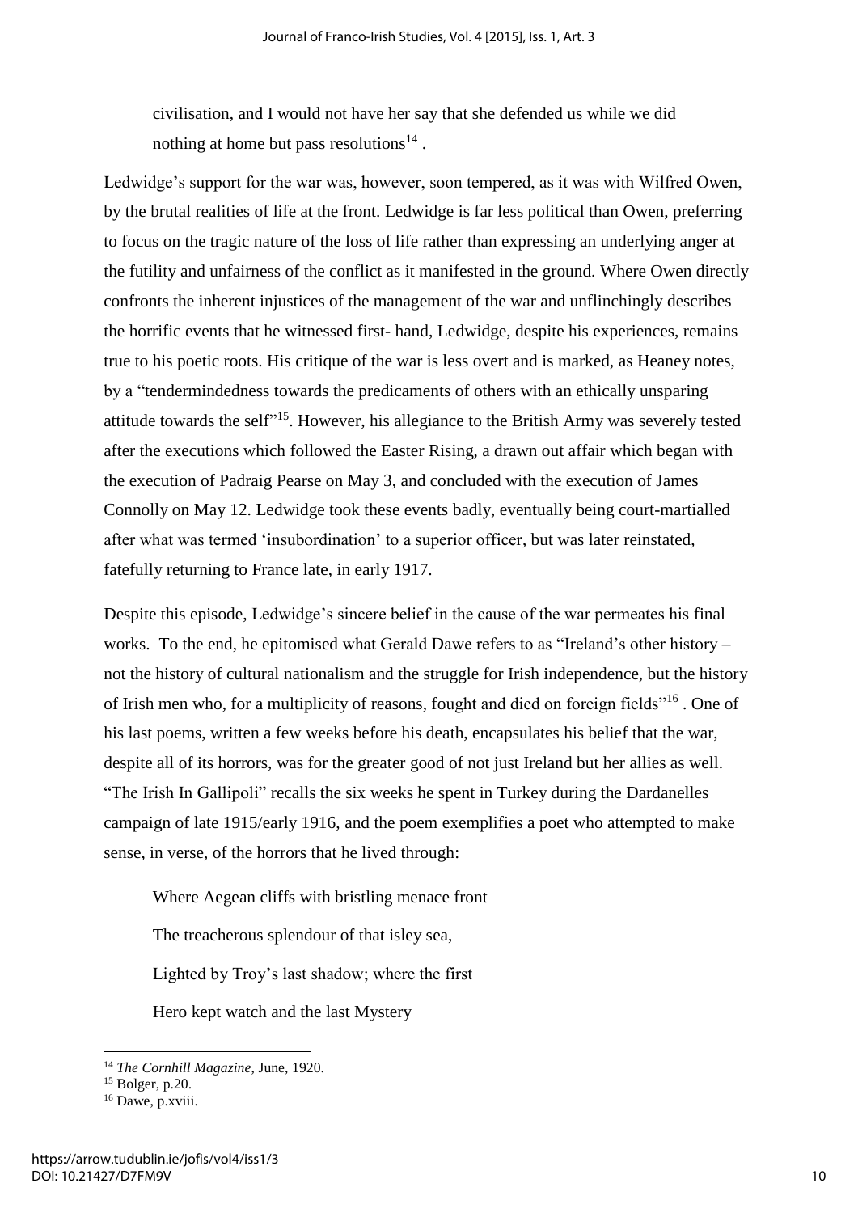civilisation, and I would not have her say that she defended us while we did nothing at home but pass resolutions[14] .

Ledwidge's support for the war was, however, soon tempered, as it was with Wilfred Owen, by the brutal realities of life at the front. Ledwidge is far less political than Owen, preferring to focus on the tragic nature of the loss of life rather than expressing an underlying anger at the futility and unfairness of the conflict as it manifested in the ground. Where Owen directly confronts the inherent injustices of the management of the war and unflinchingly describes the horrific events that he witnessed first- hand, Ledwidge, despite his experiences, remains true to his poetic roots. His critique of the war is less overt and is marked, as Heaney notes, by a "tendermindedness towards the predicaments of others with an ethically unsparing attitude towards the self"[15]. However, his allegiance to the British Army was severely tested after the executions which followed the Easter Rising, a drawn out affair which began with the execution of Padraig Pearse on May 3, and concluded with the execution of James Connolly on May 12. Ledwidge took these events badly, eventually being court-martialled after what was termed 'insubordination' to a superior officer, but was later reinstated, fatefully returning to France late, in early 1917.

Despite this episode, Ledwidge's sincere belief in the cause of the war permeates his final works. To the end, he epitomised what Gerald Dawe refers to as "Ireland's other history – not the history of cultural nationalism and the struggle for Irish independence, but the history of Irish men who, for a multiplicity of reasons, fought and died on foreign fields"[16] . One of his last poems, written a few weeks before his death, encapsulates his belief that the war, despite all of its horrors, was for the greater good of not just Ireland but her allies as well. "The Irish In Gallipoli" recalls the six weeks he spent in Turkey during the Dardanelles campaign of late 1915/early 1916, and the poem exemplifies a poet who attempted to make sense, in verse, of the horrors that he lived through:

> Where Aegean cliffs with bristling menace front
>
> The treacherous splendour of that isley sea,
>
> Lighted by Troy's last shadow; where the first
>
> Hero kept watch and the last Mystery

---

[14] *The Cornhill Magazine*, June, 1920.

[15] Bolger, p.20.

[16] Dawe, p.xviii.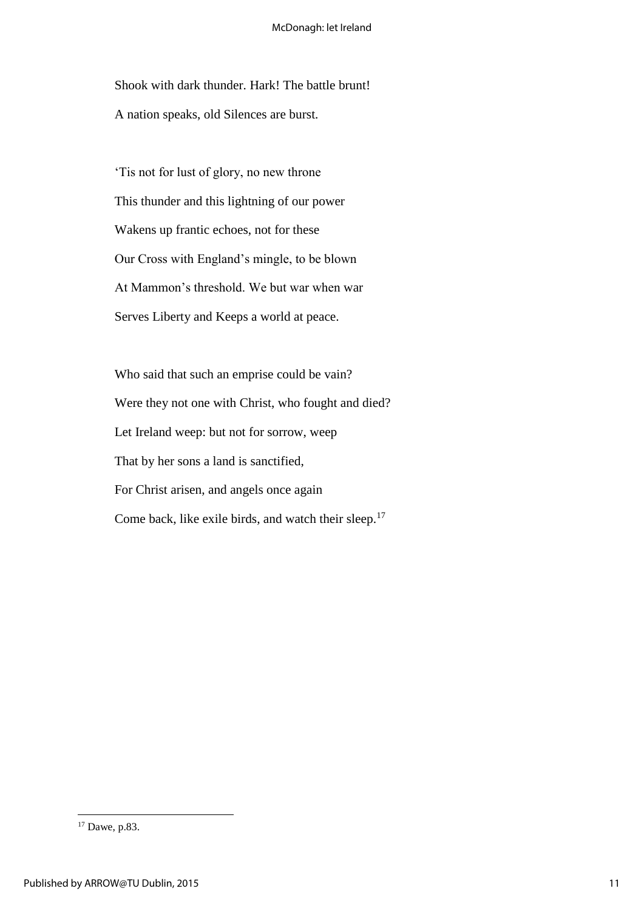Shook with dark thunder. Hark! The battle brunt!

A nation speaks, old Silences are burst.

'Tis not for lust of glory, no new throne

This thunder and this lightning of our power

Wakens up frantic echoes, not for these

Our Cross with England's mingle, to be blown

At Mammon's threshold. We but war when war

Serves Liberty and Keeps a world at peace.

Who said that such an emprise could be vain?

Were they not one with Christ, who fought and died?

Let Ireland weep: but not for sorrow, weep

That by her sons a land is sanctified,

For Christ arisen, and angels once again

Come back, like exile birds, and watch their sleep.[17]

---

[17] Dawe, p.83.